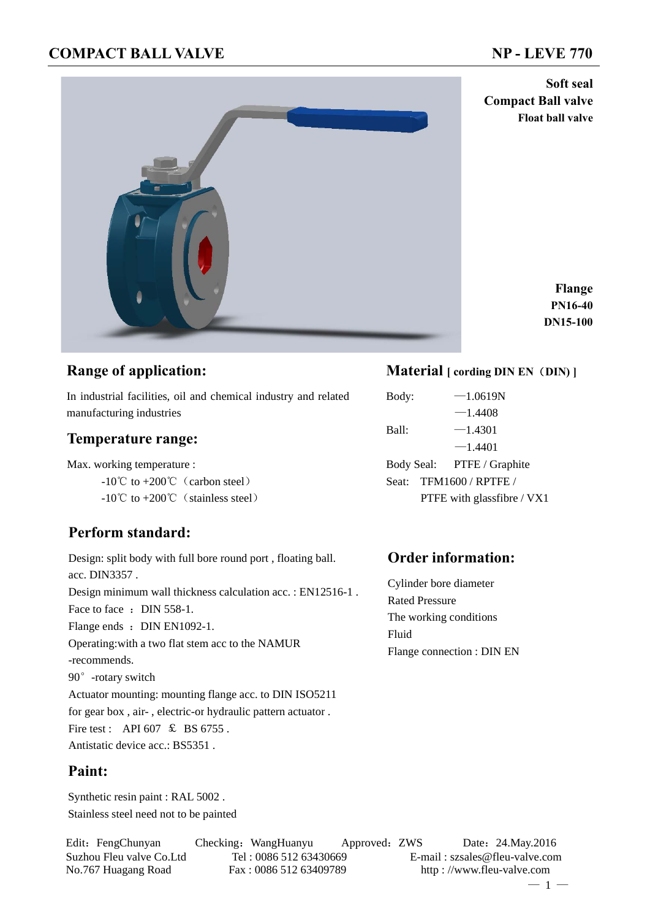# COMPACT BALL VALVE

# NP - LEVE 770

**Soft seal**
**Compact Ball valve**
**Float ball valve**

**Flange**
**PN16-40**
**DN15-100**

## Range of application:

In industrial facilities, oil and chemical industry and related manufacturing industries

## Temperature range:

Max. working temperature :

-10℃ to +200℃（carbon steel）

-10℃ to +200℃（stainless steel）

## Perform standard:

Design: split body with full bore round port , floating ball. acc. DIN3357 .

Design minimum wall thickness calculation acc. : EN12516-1 .

Face to face ： DIN 558-1.

Flange ends ： DIN EN1092-1.

Operating:with a two flat stem acc to the NAMUR -recommends.

90° -rotary switch

Actuator mounting: mounting flange acc. to DIN ISO5211 for gear box , air- , electric-or hydraulic pattern actuator .

Fire test : API 607 ＆ BS 6755 .

Antistatic device acc.: BS5351 .

## Paint:

Synthetic resin paint : RAL 5002 .

Stainless steel need not to be painted

## Material [ cording DIN EN（DIN) ]

Body: —1.0619N
—1.4408

Ball: —1.4301
—1.4401

Body Seal: PTFE / Graphite

Seat: TFM1600 / RPTFE /
PTFE with glassfibre / VX1

## Order information:

Cylinder bore diameter

Rated Pressure

The working conditions

Fluid

Flange connection : DIN EN

Edit：FengChunyan Checking：WangHuanyu Approved：ZWS Date：24.May.2016

Suzhou Fleu valve Co.Ltd Tel : 0086 512 63430669 E-mail : szsales@fleu-valve.com

No.767 Huagang Road Fax : 0086 512 63409789 http : //www.fleu-valve.com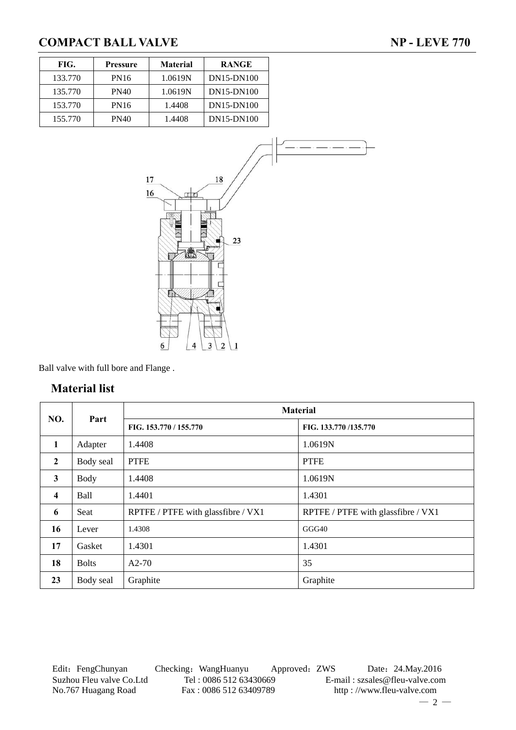# COMPACT BALL VALVE

## NP - LEVE 770

| FIG. | Pressure | Material | RANGE |
|---|---|---|---|
| 133.770 | PN16 | 1.0619N | DN15-DN100 |
| 135.770 | PN40 | 1.0619N | DN15-DN100 |
| 153.770 | PN16 | 1.4408 | DN15-DN100 |
| 155.770 | PN40 | 1.4408 | DN15-DN100 |

Ball valve with full bore and Flange .

## Material list

| NO. | Part | Material | |
|---|---|---|---|
| | | FIG. 153.770 / 155.770 | FIG. 133.770 /135.770 |
| 1 | Adapter | 1.4408 | 1.0619N |
| 2 | Body seal | PTFE | PTFE |
| 3 | Body | 1.4408 | 1.0619N |
| 4 | Ball | 1.4401 | 1.4301 |
| 6 | Seat | RPTFE / PTFE with glassfibre / VX1 | RPTFE / PTFE with glassfibre / VX1 |
| 16 | Lever | 1.4308 | GGG40 |
| 17 | Gasket | 1.4301 | 1.4301 |
| 18 | Bolts | A2-70 | 35 |
| 23 | Body seal | Graphite | Graphite |

Edit：FengChunyan Checking：WangHuanyu Approved：ZWS Date：24.May.2016
Suzhou Fleu valve Co.Ltd Tel : 0086 512 63430669 E-mail : szsales@fleu-valve.com
No.767 Huagang Road Fax : 0086 512 63409789 http : //www.fleu-valve.com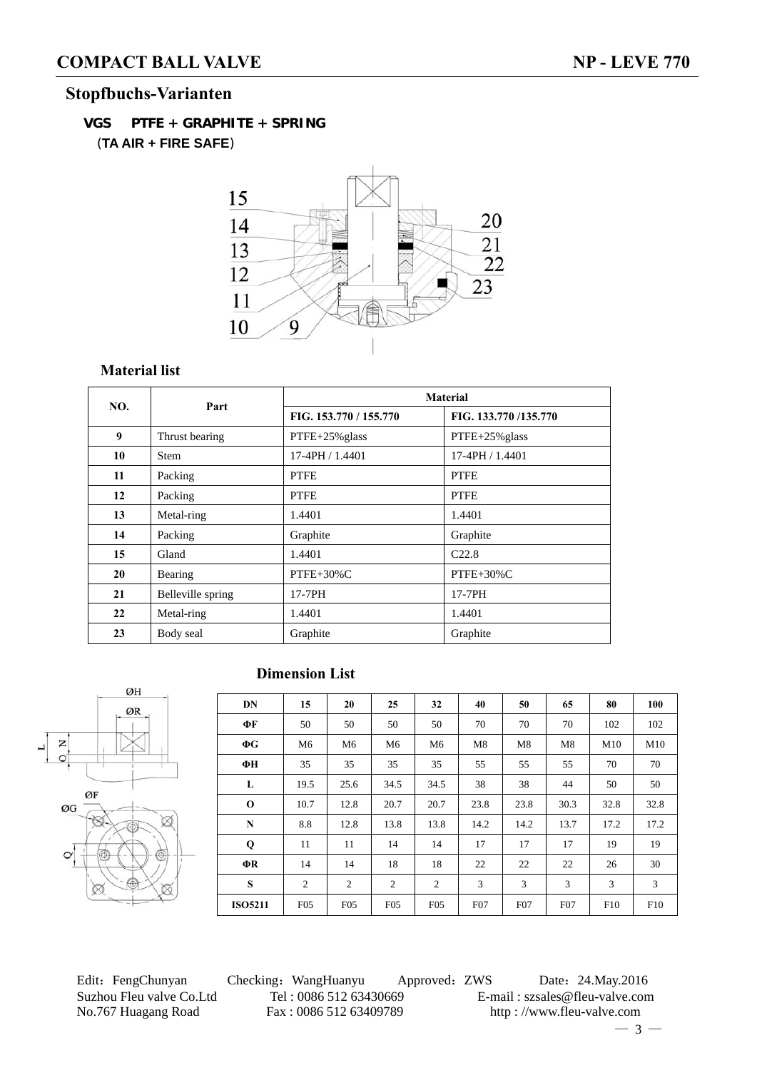## Stopfbuchs-Varianten

### VGS PTFE + GRAPHITE + SPRING

(**TA AIR + FIRE SAFE**)

### Material list

| NO. | Part | Material | |
|---|---|---|---|
| | | FIG. 153.770 / 155.770 | FIG. 133.770 /135.770 |
| 9 | Thrust bearing | PTFE+25%glass | PTFE+25%glass |
| 10 | Stem | 17-4PH / 1.4401 | 17-4PH / 1.4401 |
| 11 | Packing | PTFE | PTFE |
| 12 | Packing | PTFE | PTFE |
| 13 | Metal-ring | 1.4401 | 1.4401 |
| 14 | Packing | Graphite | Graphite |
| 15 | Gland | 1.4401 | C22.8 |
| 20 | Bearing | PTFE+30%C | PTFE+30%C |
| 21 | Belleville spring | 17-7PH | 17-7PH |
| 22 | Metal-ring | 1.4401 | 1.4401 |
| 23 | Body seal | Graphite | Graphite |

### Dimension List

| DN | 15 | 20 | 25 | 32 | 40 | 50 | 65 | 80 | 100 |
|---|---|---|---|---|---|---|---|---|---|
| ΦF | 50 | 50 | 50 | 50 | 70 | 70 | 70 | 102 | 102 |
| ΦG | M6 | M6 | M6 | M6 | M8 | M8 | M8 | M10 | M10 |
| ΦH | 35 | 35 | 35 | 35 | 55 | 55 | 55 | 70 | 70 |
| L | 19.5 | 25.6 | 34.5 | 34.5 | 38 | 38 | 44 | 50 | 50 |
| O | 10.7 | 12.8 | 20.7 | 20.7 | 23.8 | 23.8 | 30.3 | 32.8 | 32.8 |
| N | 8.8 | 12.8 | 13.8 | 13.8 | 14.2 | 14.2 | 13.7 | 17.2 | 17.2 |
| Q | 11 | 11 | 14 | 14 | 17 | 17 | 17 | 19 | 19 |
| ΦR | 14 | 14 | 18 | 18 | 22 | 22 | 22 | 26 | 30 |
| S | 2 | 2 | 2 | 2 | 3 | 3 | 3 | 3 | 3 |
| ISO5211 | F05 | F05 | F05 | F05 | F07 | F07 | F07 | F10 | F10 |

Edit：FengChunyan Checking：WangHuanyu Approved：ZWS Date：24.May.2016
Suzhou Fleu valve Co.Ltd Tel : 0086 512 63430669 E-mail : szsales@fleu-valve.com
No.767 Huagang Road Fax : 0086 512 63409789 http : //www.fleu-valve.com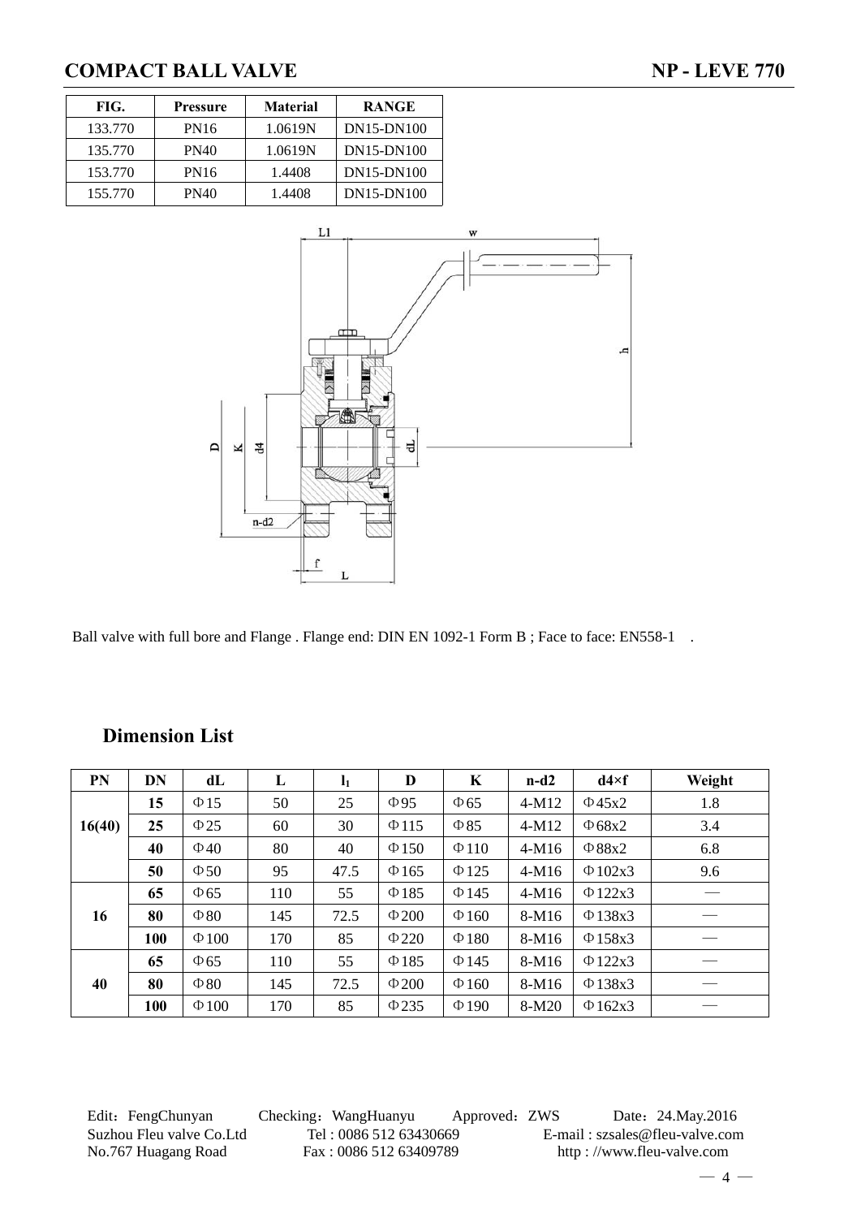# COMPACT BALL VALVE

## NP - LEVE 770

| FIG. | Pressure | Material | RANGE |
|---|---|---|---|
| 133.770 | PN16 | 1.0619N | DN15-DN100 |
| 135.770 | PN40 | 1.0619N | DN15-DN100 |
| 153.770 | PN16 | 1.4408 | DN15-DN100 |
| 155.770 | PN40 | 1.4408 | DN15-DN100 |

Ball valve with full bore and Flange . Flange end: DIN EN 1092-1 Form B ; Face to face: EN558-1 .

### Dimension List

| PN | DN | dL | L | $l_1$ | D | K | n-d2 | d4×f | Weight |
|---|---|---|---|---|---|---|---|---|---|
| 16(40) | 15 | Φ15 | 50 | 25 | Φ95 | Φ65 | 4-M12 | Φ45x2 | 1.8 |
| | 25 | Φ25 | 60 | 30 | Φ115 | Φ85 | 4-M12 | Φ68x2 | 3.4 |
| | 40 | Φ40 | 80 | 40 | Φ150 | Φ110 | 4-M16 | Φ88x2 | 6.8 |
| | 50 | Φ50 | 95 | 47.5 | Φ165 | Φ125 | 4-M16 | Φ102x3 | 9.6 |
| 16 | 65 | Φ65 | 110 | 55 | Φ185 | Φ145 | 4-M16 | Φ122x3 | — |
| | 80 | Φ80 | 145 | 72.5 | Φ200 | Φ160 | 8-M16 | Φ138x3 | — |
| | 100 | Φ100 | 170 | 85 | Φ220 | Φ180 | 8-M16 | Φ158x3 | — |
| 40 | 65 | Φ65 | 110 | 55 | Φ185 | Φ145 | 8-M16 | Φ122x3 | — |
| | 80 | Φ80 | 145 | 72.5 | Φ200 | Φ160 | 8-M16 | Φ138x3 | — |
| | 100 | Φ100 | 170 | 85 | Φ235 | Φ190 | 8-M20 | Φ162x3 | — |

Edit：FengChunyan Checking：WangHuanyu Approved：ZWS Date：24.May.2016
Suzhou Fleu valve Co.Ltd Tel : 0086 512 63430669 E-mail : szsales@fleu-valve.com
No.767 Huagang Road Fax : 0086 512 63409789 http : //www.fleu-valve.com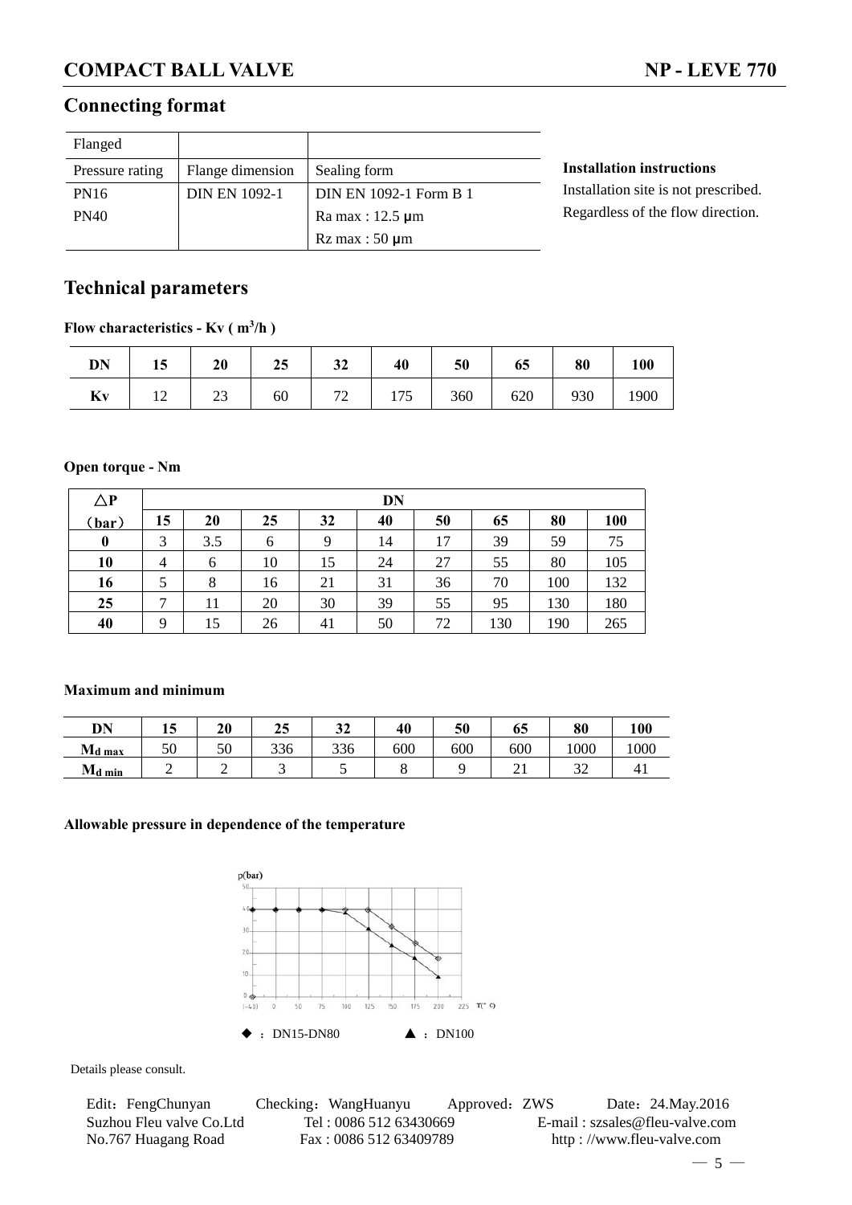# COMPACT BALL VALVE NP - LEVE 770

## Connecting format

| Flanged | | |
|---|---|---|
| Pressure rating | Flange dimension | Sealing form |
| PN16<br>PN40 | DIN EN 1092-1 | DIN EN 1092-1 Form B 1<br>Ra max : 12.5 μm<br>Rz max : 50 μm |

**Installation instructions**

Installation site is not prescribed.
Regardless of the flow direction.

## Technical parameters

**Flow characteristics - Kv ( $m^3/h$ )**

| DN | 15 | 20 | 25 | 32 | 40 | 50 | 65 | 80 | 100 |
|---|---|---|---|---|---|---|---|---|---|
| Kv | 12 | 23 | 60 | 72 | 175 | 360 | 620 | 930 | 1900 |

**Open torque - Nm**

| △P | DN | | | | | | | | |
|---|---|---|---|---|---|---|---|---|---|
| （bar） | 15 | 20 | 25 | 32 | 40 | 50 | 65 | 80 | 100 |
| 0 | 3 | 3.5 | 6 | 9 | 14 | 17 | 39 | 59 | 75 |
| 10 | 4 | 6 | 10 | 15 | 24 | 27 | 55 | 80 | 105 |
| 16 | 5 | 8 | 16 | 21 | 31 | 36 | 70 | 100 | 132 |
| 25 | 7 | 11 | 20 | 30 | 39 | 55 | 95 | 130 | 180 |
| 40 | 9 | 15 | 26 | 41 | 50 | 72 | 130 | 190 | 265 |

**Maximum and minimum**

| DN | 15 | 20 | 25 | 32 | 40 | 50 | 65 | 80 | 100 |
|---|---|---|---|---|---|---|---|---|---|
| $M_{d\ max}$ | 50 | 50 | 336 | 336 | 600 | 600 | 600 | 1000 | 1000 |
| $M_{d\ min}$ | 2 | 2 | 3 | 5 | 8 | 9 | 21 | 32 | 41 |

**Allowable pressure in dependence of the temperature**

p(bar)
50
40
30
20
10
0
(-40) 0 50 75 100 125 150 175 200 225 T(° C)

◆ ：DN15-DN80 ▲ ：DN100

Details please consult.

Edit：FengChunyan Checking：WangHuanyu Approved：ZWS Date：24.May.2016
Suzhou Fleu valve Co.Ltd Tel : 0086 512 63430669 E-mail : szsales@fleu-valve.com
No.767 Huagang Road Fax : 0086 512 63409789 http : //www.fleu-valve.com